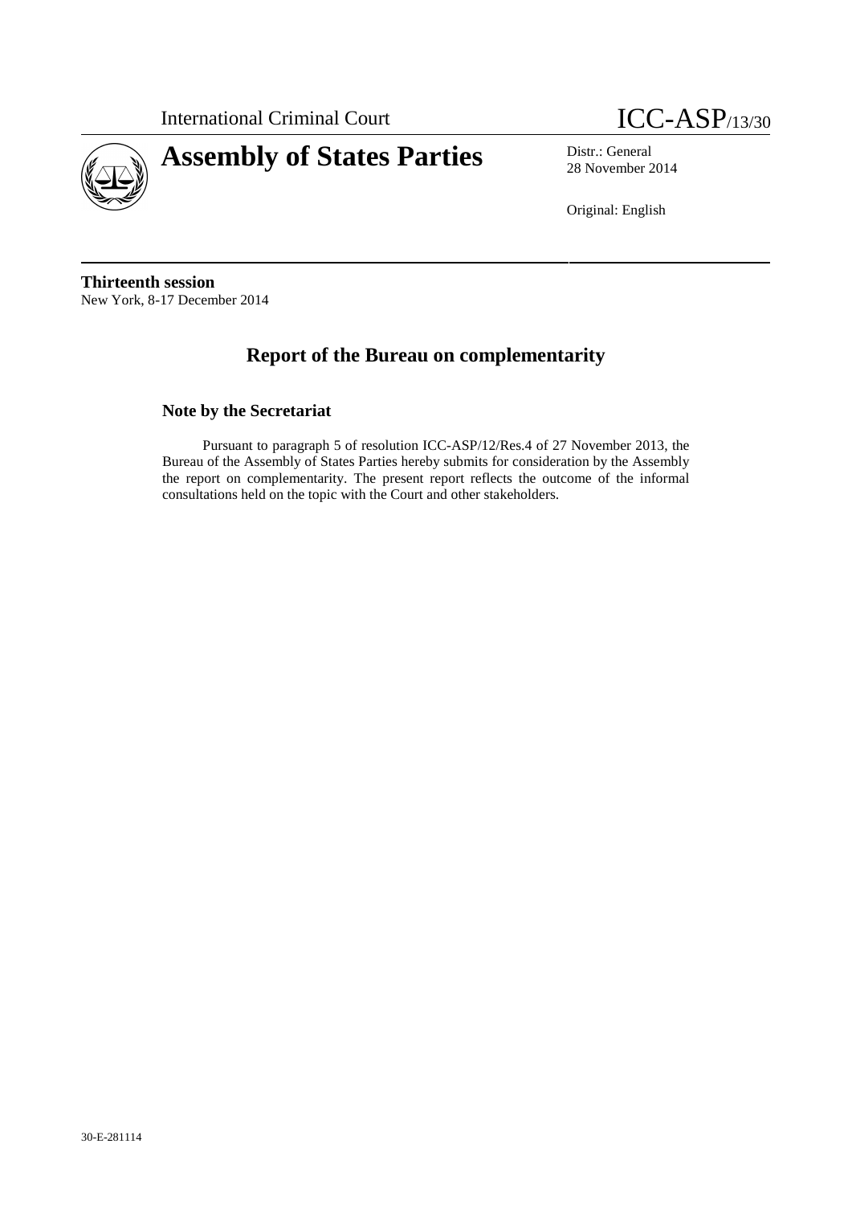International Criminal Court

# Assembly of States Parties

ICC-ASP/13/30

Distr.: General
28 November 2014

Original: English

**Thirteenth session**
New York, 8-17 December 2014

## Report of the Bureau on complementarity

### Note by the Secretariat

Pursuant to paragraph 5 of resolution ICC-ASP/12/Res.4 of 27 November 2013, the Bureau of the Assembly of States Parties hereby submits for consideration by the Assembly the report on complementarity. The present report reflects the outcome of the informal consultations held on the topic with the Court and other stakeholders.

30-E-281114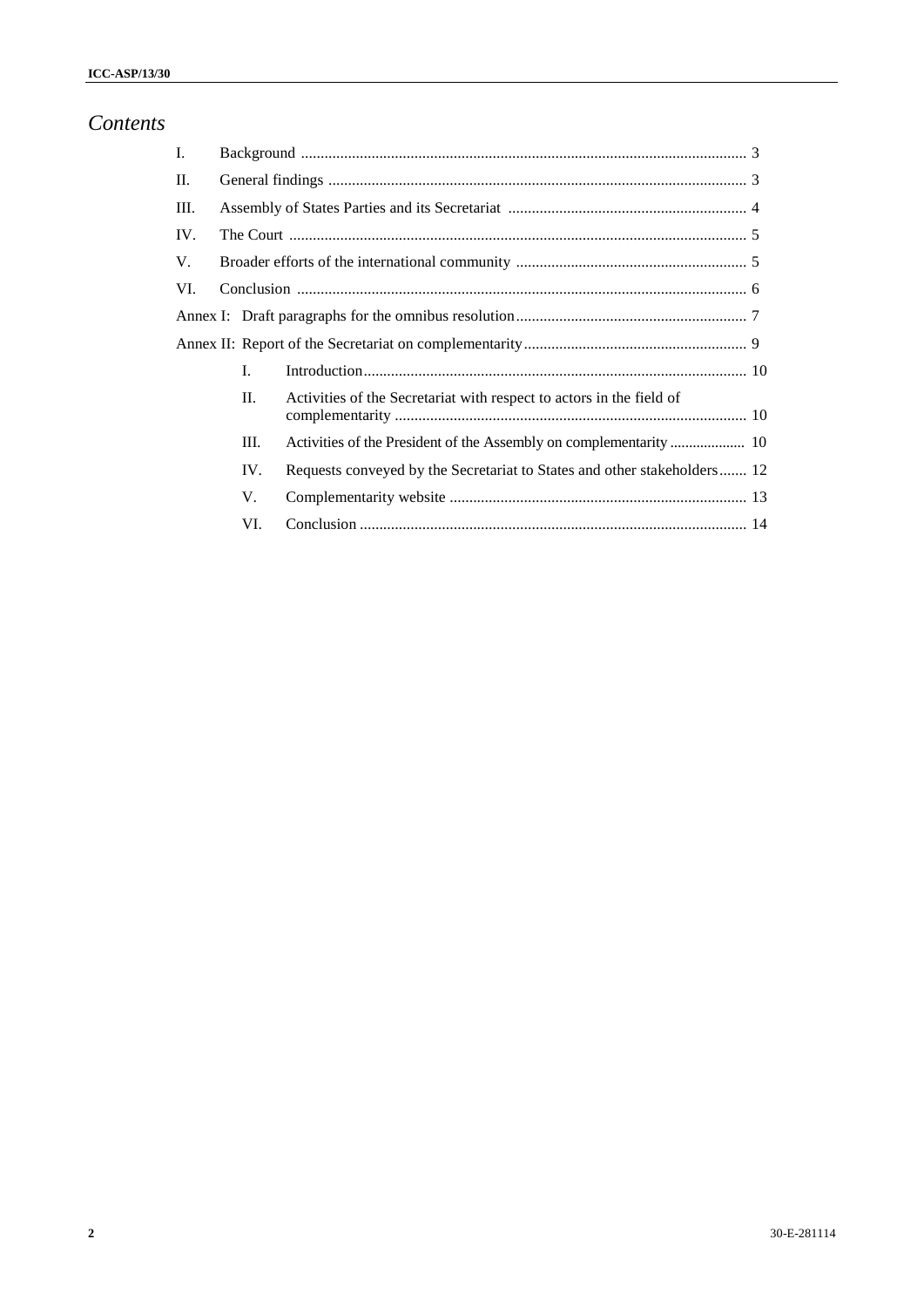## *Contents*

| | | | |
|---|---|---|---|
| I. | Background | | 3 |
| II. | General findings | | 3 |
| III. | Assembly of States Parties and its Secretariat | | 4 |
| IV. | The Court | | 5 |
| V. | Broader efforts of the international community | | 5 |
| VI. | Conclusion | | 6 |
| Annex I: | Draft paragraphs for the omnibus resolution | | 7 |
| Annex II: | Report of the Secretariat on complementarity | | 9 |
| | I. | Introduction | 10 |
| | II. | Activities of the Secretariat with respect to actors in the field of complementarity | 10 |
| | III. | Activities of the President of the Assembly on complementarity | 10 |
| | IV. | Requests conveyed by the Secretariat to States and other stakeholders | 12 |
| | V. | Complementarity website | 13 |
| | VI. | Conclusion | 14 |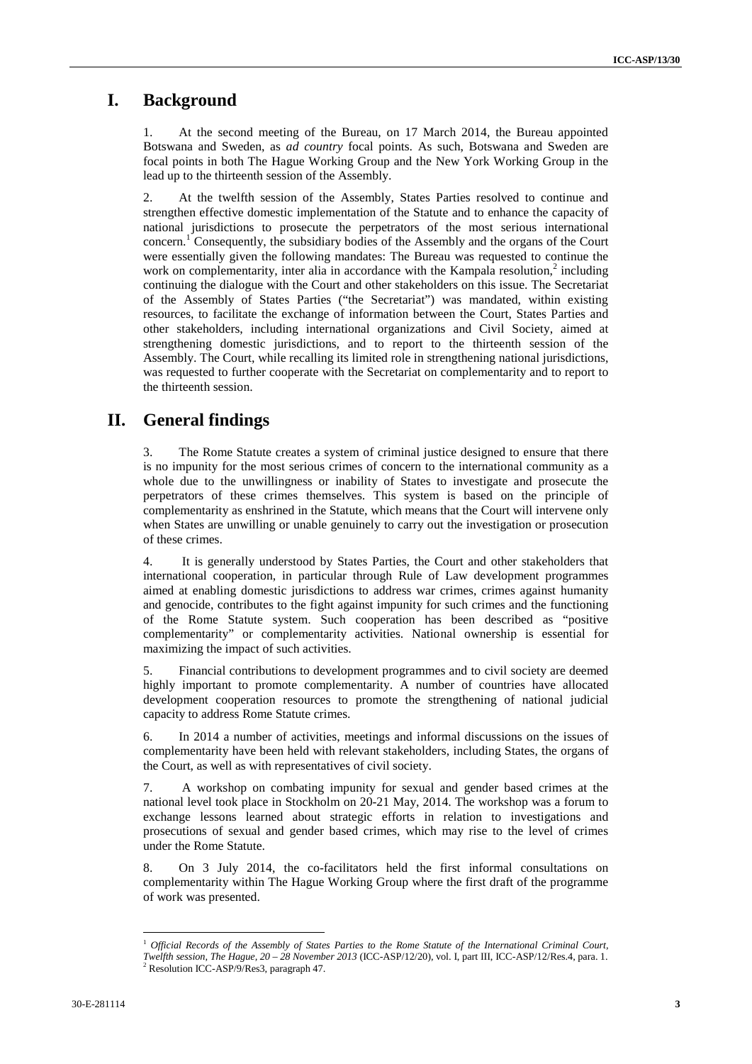# I. Background

1. At the second meeting of the Bureau, on 17 March 2014, the Bureau appointed Botswana and Sweden, as *ad country* focal points. As such, Botswana and Sweden are focal points in both The Hague Working Group and the New York Working Group in the lead up to the thirteenth session of the Assembly.

2. At the twelfth session of the Assembly, States Parties resolved to continue and strengthen effective domestic implementation of the Statute and to enhance the capacity of national jurisdictions to prosecute the perpetrators of the most serious international concern.[1] Consequently, the subsidiary bodies of the Assembly and the organs of the Court were essentially given the following mandates: The Bureau was requested to continue the work on complementarity, inter alia in accordance with the Kampala resolution,[2] including continuing the dialogue with the Court and other stakeholders on this issue. The Secretariat of the Assembly of States Parties ("the Secretariat") was mandated, within existing resources, to facilitate the exchange of information between the Court, States Parties and other stakeholders, including international organizations and Civil Society, aimed at strengthening domestic jurisdictions, and to report to the thirteenth session of the Assembly. The Court, while recalling its limited role in strengthening national jurisdictions, was requested to further cooperate with the Secretariat on complementarity and to report to the thirteenth session.

# II. General findings

3. The Rome Statute creates a system of criminal justice designed to ensure that there is no impunity for the most serious crimes of concern to the international community as a whole due to the unwillingness or inability of States to investigate and prosecute the perpetrators of these crimes themselves. This system is based on the principle of complementarity as enshrined in the Statute, which means that the Court will intervene only when States are unwilling or unable genuinely to carry out the investigation or prosecution of these crimes.

4. It is generally understood by States Parties, the Court and other stakeholders that international cooperation, in particular through Rule of Law development programmes aimed at enabling domestic jurisdictions to address war crimes, crimes against humanity and genocide, contributes to the fight against impunity for such crimes and the functioning of the Rome Statute system. Such cooperation has been described as "positive complementarity" or complementarity activities. National ownership is essential for maximizing the impact of such activities.

5. Financial contributions to development programmes and to civil society are deemed highly important to promote complementarity. A number of countries have allocated development cooperation resources to promote the strengthening of national judicial capacity to address Rome Statute crimes.

6. In 2014 a number of activities, meetings and informal discussions on the issues of complementarity have been held with relevant stakeholders, including States, the organs of the Court, as well as with representatives of civil society.

7. A workshop on combating impunity for sexual and gender based crimes at the national level took place in Stockholm on 20-21 May, 2014. The workshop was a forum to exchange lessons learned about strategic efforts in relation to investigations and prosecutions of sexual and gender based crimes, which may rise to the level of crimes under the Rome Statute.

8. On 3 July 2014, the co-facilitators held the first informal consultations on complementarity within The Hague Working Group where the first draft of the programme of work was presented.

---

[1] *Official Records of the Assembly of States Parties to the Rome Statute of the International Criminal Court, Twelfth session, The Hague, 20 – 28 November 2013* (ICC-ASP/12/20), vol. I, part III, ICC-ASP/12/Res.4, para. 1.

[2] Resolution ICC-ASP/9/Res3, paragraph 47.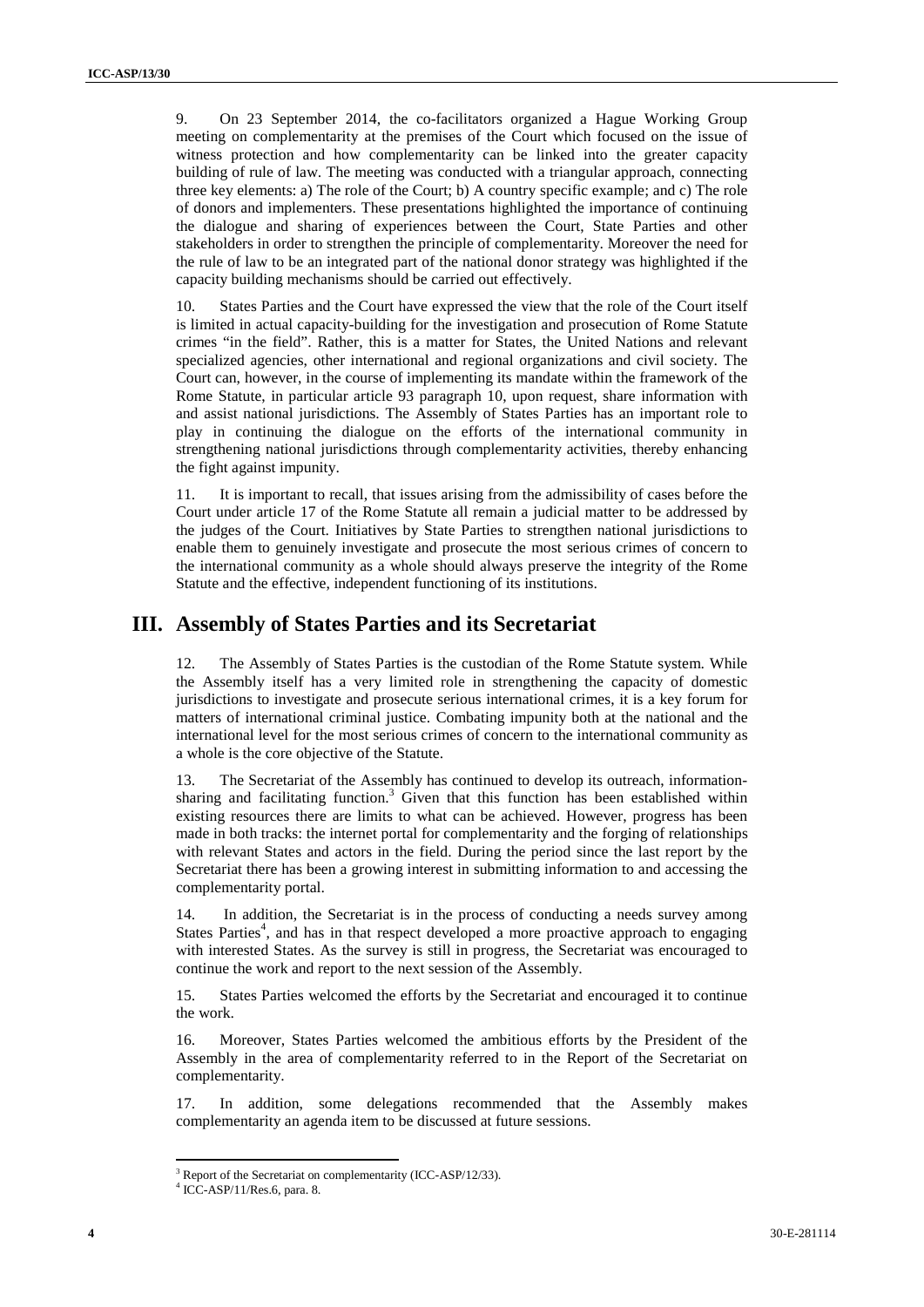9. On 23 September 2014, the co-facilitators organized a Hague Working Group meeting on complementarity at the premises of the Court which focused on the issue of witness protection and how complementarity can be linked into the greater capacity building of rule of law. The meeting was conducted with a triangular approach, connecting three key elements: a) The role of the Court; b) A country specific example; and c) The role of donors and implementers. These presentations highlighted the importance of continuing the dialogue and sharing of experiences between the Court, State Parties and other stakeholders in order to strengthen the principle of complementarity. Moreover the need for the rule of law to be an integrated part of the national donor strategy was highlighted if the capacity building mechanisms should be carried out effectively.

10. States Parties and the Court have expressed the view that the role of the Court itself is limited in actual capacity-building for the investigation and prosecution of Rome Statute crimes "in the field". Rather, this is a matter for States, the United Nations and relevant specialized agencies, other international and regional organizations and civil society. The Court can, however, in the course of implementing its mandate within the framework of the Rome Statute, in particular article 93 paragraph 10, upon request, share information with and assist national jurisdictions. The Assembly of States Parties has an important role to play in continuing the dialogue on the efforts of the international community in strengthening national jurisdictions through complementarity activities, thereby enhancing the fight against impunity.

11. It is important to recall, that issues arising from the admissibility of cases before the Court under article 17 of the Rome Statute all remain a judicial matter to be addressed by the judges of the Court. Initiatives by State Parties to strengthen national jurisdictions to enable them to genuinely investigate and prosecute the most serious crimes of concern to the international community as a whole should always preserve the integrity of the Rome Statute and the effective, independent functioning of its institutions.

# III. Assembly of States Parties and its Secretariat

12. The Assembly of States Parties is the custodian of the Rome Statute system. While the Assembly itself has a very limited role in strengthening the capacity of domestic jurisdictions to investigate and prosecute serious international crimes, it is a key forum for matters of international criminal justice. Combating impunity both at the national and the international level for the most serious crimes of concern to the international community as a whole is the core objective of the Statute.

13. The Secretariat of the Assembly has continued to develop its outreach, information-sharing and facilitating function.[3] Given that this function has been established within existing resources there are limits to what can be achieved. However, progress has been made in both tracks: the internet portal for complementarity and the forging of relationships with relevant States and actors in the field. During the period since the last report by the Secretariat there has been a growing interest in submitting information to and accessing the complementarity portal.

14. In addition, the Secretariat is in the process of conducting a needs survey among States Parties[4], and has in that respect developed a more proactive approach to engaging with interested States. As the survey is still in progress, the Secretariat was encouraged to continue the work and report to the next session of the Assembly.

15. States Parties welcomed the efforts by the Secretariat and encouraged it to continue the work.

16. Moreover, States Parties welcomed the ambitious efforts by the President of the Assembly in the area of complementarity referred to in the Report of the Secretariat on complementarity.

17. In addition, some delegations recommended that the Assembly makes complementarity an agenda item to be discussed at future sessions.

[3] Report of the Secretariat on complementarity (ICC-ASP/12/33).

[4] ICC-ASP/11/Res.6, para. 8.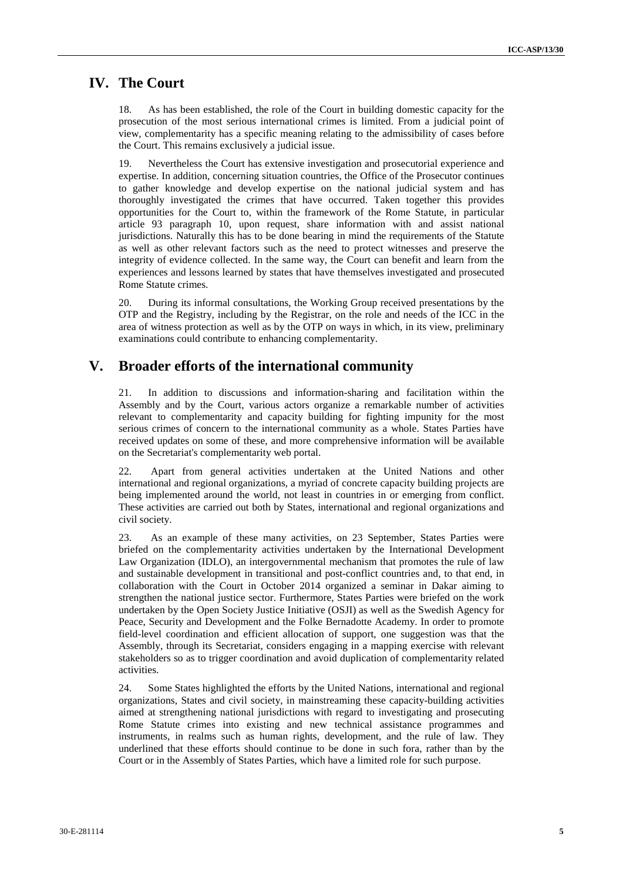# IV. The Court

18. As has been established, the role of the Court in building domestic capacity for the prosecution of the most serious international crimes is limited. From a judicial point of view, complementarity has a specific meaning relating to the admissibility of cases before the Court. This remains exclusively a judicial issue.

19. Nevertheless the Court has extensive investigation and prosecutorial experience and expertise. In addition, concerning situation countries, the Office of the Prosecutor continues to gather knowledge and develop expertise on the national judicial system and has thoroughly investigated the crimes that have occurred. Taken together this provides opportunities for the Court to, within the framework of the Rome Statute, in particular article 93 paragraph 10, upon request, share information with and assist national jurisdictions. Naturally this has to be done bearing in mind the requirements of the Statute as well as other relevant factors such as the need to protect witnesses and preserve the integrity of evidence collected. In the same way, the Court can benefit and learn from the experiences and lessons learned by states that have themselves investigated and prosecuted Rome Statute crimes.

20. During its informal consultations, the Working Group received presentations by the OTP and the Registry, including by the Registrar, on the role and needs of the ICC in the area of witness protection as well as by the OTP on ways in which, in its view, preliminary examinations could contribute to enhancing complementarity.

# V. Broader efforts of the international community

21. In addition to discussions and information-sharing and facilitation within the Assembly and by the Court, various actors organize a remarkable number of activities relevant to complementarity and capacity building for fighting impunity for the most serious crimes of concern to the international community as a whole. States Parties have received updates on some of these, and more comprehensive information will be available on the Secretariat's complementarity web portal.

22. Apart from general activities undertaken at the United Nations and other international and regional organizations, a myriad of concrete capacity building projects are being implemented around the world, not least in countries in or emerging from conflict. These activities are carried out both by States, international and regional organizations and civil society.

23. As an example of these many activities, on 23 September, States Parties were briefed on the complementarity activities undertaken by the International Development Law Organization (IDLO), an intergovernmental mechanism that promotes the rule of law and sustainable development in transitional and post-conflict countries and, to that end, in collaboration with the Court in October 2014 organized a seminar in Dakar aiming to strengthen the national justice sector. Furthermore, States Parties were briefed on the work undertaken by the Open Society Justice Initiative (OSJI) as well as the Swedish Agency for Peace, Security and Development and the Folke Bernadotte Academy. In order to promote field-level coordination and efficient allocation of support, one suggestion was that the Assembly, through its Secretariat, considers engaging in a mapping exercise with relevant stakeholders so as to trigger coordination and avoid duplication of complementarity related activities.

24. Some States highlighted the efforts by the United Nations, international and regional organizations, States and civil society, in mainstreaming these capacity-building activities aimed at strengthening national jurisdictions with regard to investigating and prosecuting Rome Statute crimes into existing and new technical assistance programmes and instruments, in realms such as human rights, development, and the rule of law. They underlined that these efforts should continue to be done in such fora, rather than by the Court or in the Assembly of States Parties, which have a limited role for such purpose.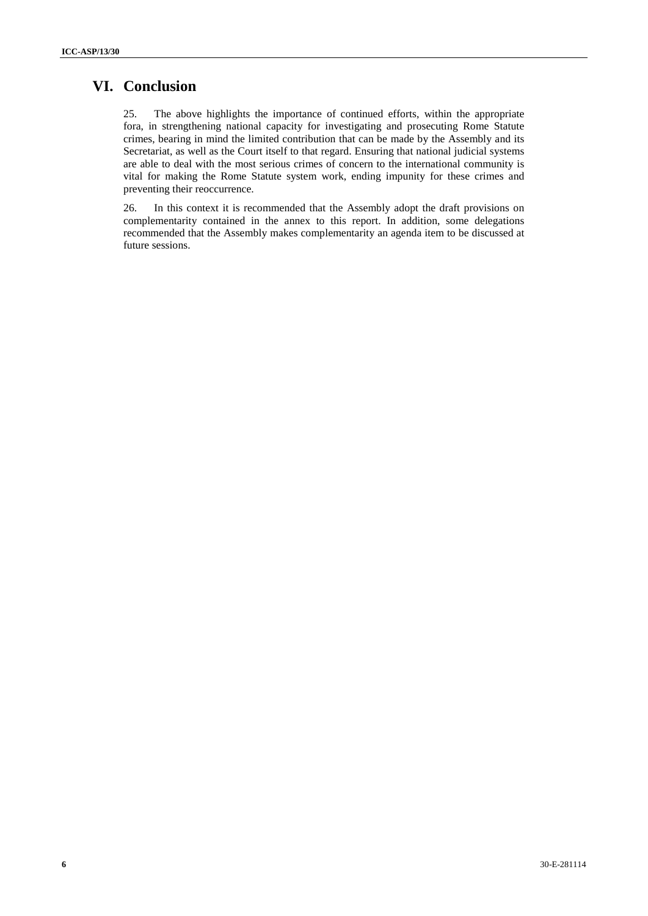# VI. Conclusion

25. The above highlights the importance of continued efforts, within the appropriate fora, in strengthening national capacity for investigating and prosecuting Rome Statute crimes, bearing in mind the limited contribution that can be made by the Assembly and its Secretariat, as well as the Court itself to that regard. Ensuring that national judicial systems are able to deal with the most serious crimes of concern to the international community is vital for making the Rome Statute system work, ending impunity for these crimes and preventing their reoccurrence.

26. In this context it is recommended that the Assembly adopt the draft provisions on complementarity contained in the annex to this report. In addition, some delegations recommended that the Assembly makes complementarity an agenda item to be discussed at future sessions.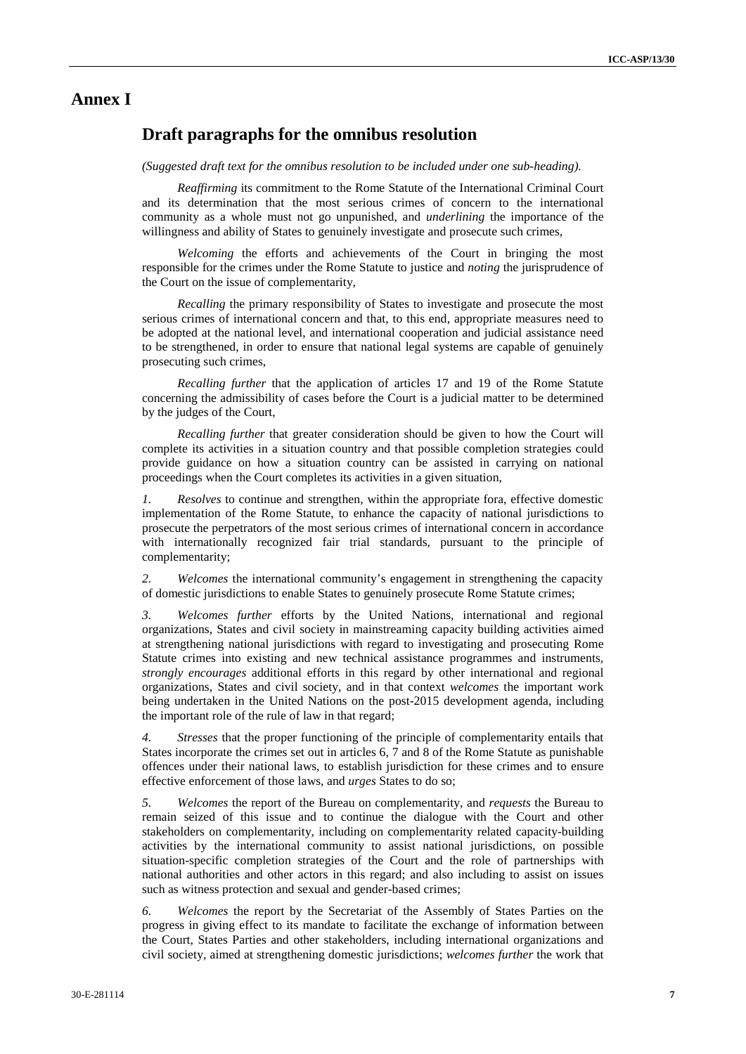# Annex I

## Draft paragraphs for the omnibus resolution

*(Suggested draft text for the omnibus resolution to be included under one sub-heading).*

*Reaffirming* its commitment to the Rome Statute of the International Criminal Court and its determination that the most serious crimes of concern to the international community as a whole must not go unpunished, and *underlining* the importance of the willingness and ability of States to genuinely investigate and prosecute such crimes,

*Welcoming* the efforts and achievements of the Court in bringing the most responsible for the crimes under the Rome Statute to justice and *noting* the jurisprudence of the Court on the issue of complementarity,

*Recalling* the primary responsibility of States to investigate and prosecute the most serious crimes of international concern and that, to this end, appropriate measures need to be adopted at the national level, and international cooperation and judicial assistance need to be strengthened, in order to ensure that national legal systems are capable of genuinely prosecuting such crimes,

*Recalling further* that the application of articles 17 and 19 of the Rome Statute concerning the admissibility of cases before the Court is a judicial matter to be determined by the judges of the Court,

*Recalling further* that greater consideration should be given to how the Court will complete its activities in a situation country and that possible completion strategies could provide guidance on how a situation country can be assisted in carrying on national proceedings when the Court completes its activities in a given situation,

*1.* *Resolves* to continue and strengthen, within the appropriate fora, effective domestic implementation of the Rome Statute, to enhance the capacity of national jurisdictions to prosecute the perpetrators of the most serious crimes of international concern in accordance with internationally recognized fair trial standards, pursuant to the principle of complementarity;

*2.* *Welcomes* the international community's engagement in strengthening the capacity of domestic jurisdictions to enable States to genuinely prosecute Rome Statute crimes;

*3.* *Welcomes further* efforts by the United Nations, international and regional organizations, States and civil society in mainstreaming capacity building activities aimed at strengthening national jurisdictions with regard to investigating and prosecuting Rome Statute crimes into existing and new technical assistance programmes and instruments, *strongly encourages* additional efforts in this regard by other international and regional organizations, States and civil society, and in that context *welcomes* the important work being undertaken in the United Nations on the post-2015 development agenda, including the important role of the rule of law in that regard;

*4.* *Stresses* that the proper functioning of the principle of complementarity entails that States incorporate the crimes set out in articles 6, 7 and 8 of the Rome Statute as punishable offences under their national laws, to establish jurisdiction for these crimes and to ensure effective enforcement of those laws, and *urges* States to do so;

*5.* *Welcomes* the report of the Bureau on complementarity, and *requests* the Bureau to remain seized of this issue and to continue the dialogue with the Court and other stakeholders on complementarity, including on complementarity related capacity-building activities by the international community to assist national jurisdictions, on possible situation-specific completion strategies of the Court and the role of partnerships with national authorities and other actors in this regard; and also including to assist on issues such as witness protection and sexual and gender-based crimes;

*6.* *Welcomes* the report by the Secretariat of the Assembly of States Parties on the progress in giving effect to its mandate to facilitate the exchange of information between the Court, States Parties and other stakeholders, including international organizations and civil society, aimed at strengthening domestic jurisdictions; *welcomes further* the work that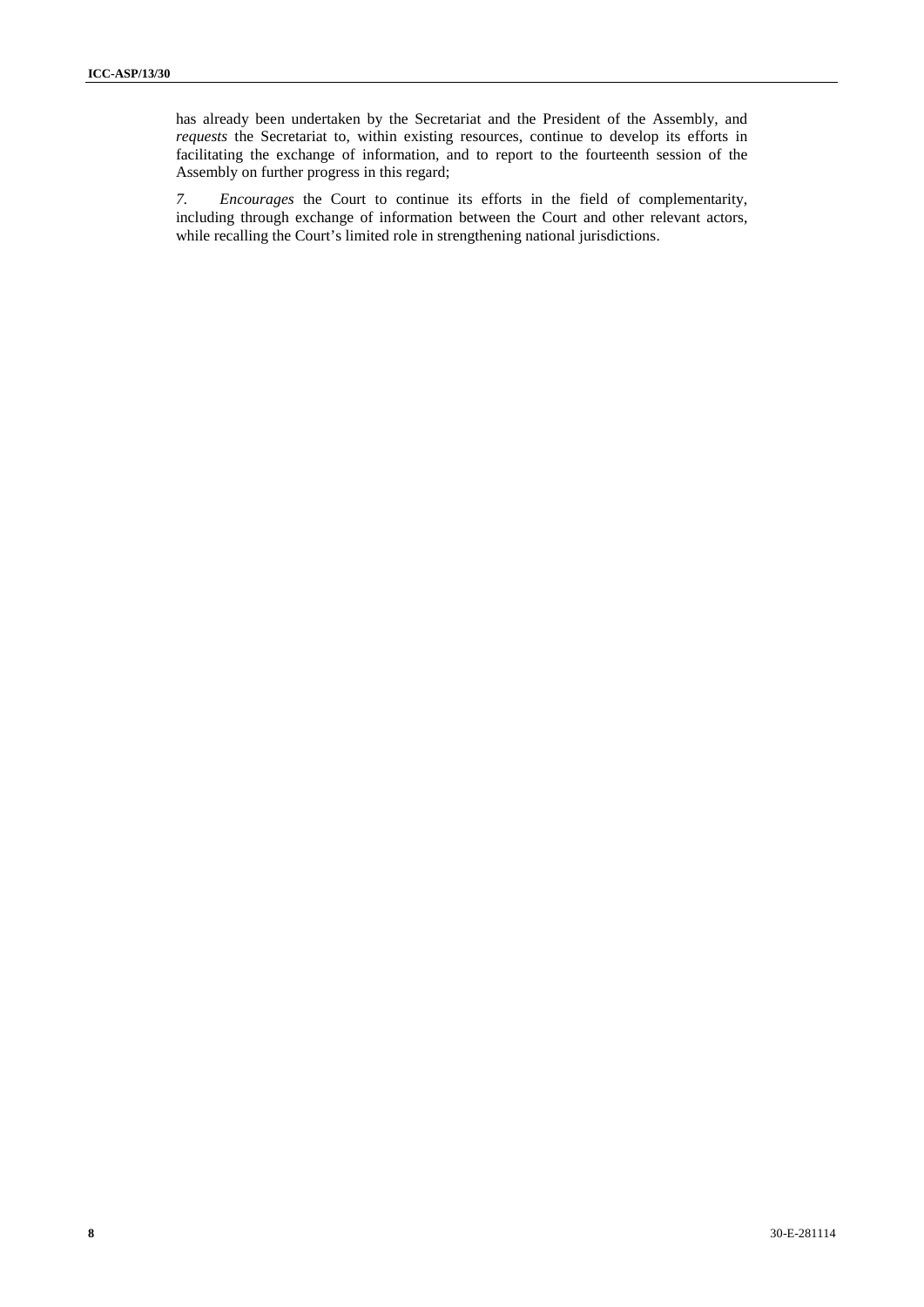has already been undertaken by the Secretariat and the President of the Assembly, and *requests* the Secretariat to, within existing resources, continue to develop its efforts in facilitating the exchange of information, and to report to the fourteenth session of the Assembly on further progress in this regard;

7. *Encourages* the Court to continue its efforts in the field of complementarity, including through exchange of information between the Court and other relevant actors, while recalling the Court's limited role in strengthening national jurisdictions.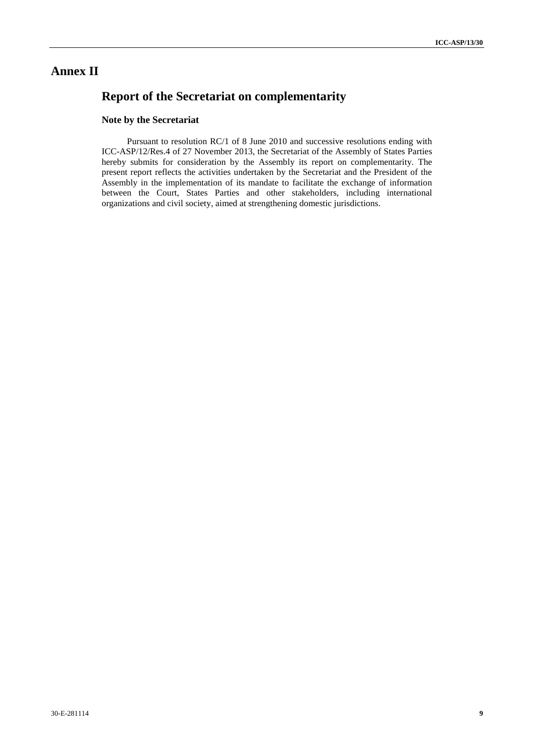# Annex II

## Report of the Secretariat on complementarity

### Note by the Secretariat

Pursuant to resolution RC/1 of 8 June 2010 and successive resolutions ending with ICC-ASP/12/Res.4 of 27 November 2013, the Secretariat of the Assembly of States Parties hereby submits for consideration by the Assembly its report on complementarity. The present report reflects the activities undertaken by the Secretariat and the President of the Assembly in the implementation of its mandate to facilitate the exchange of information between the Court, States Parties and other stakeholders, including international organizations and civil society, aimed at strengthening domestic jurisdictions.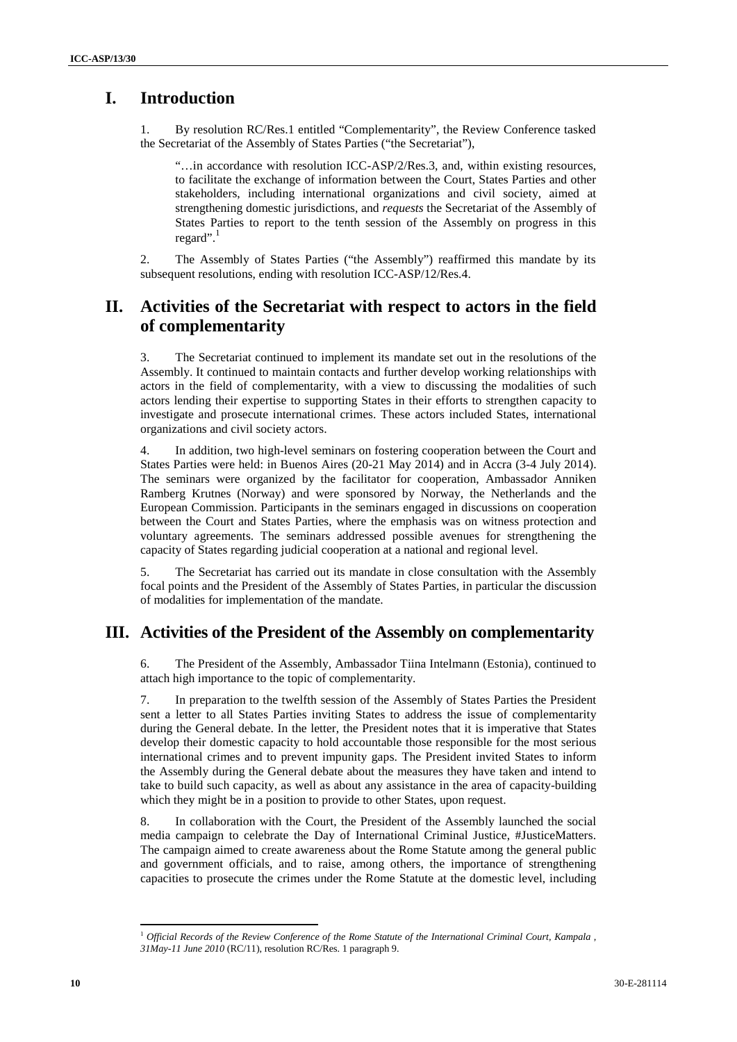# I. Introduction

1. By resolution RC/Res.1 entitled "Complementarity", the Review Conference tasked the Secretariat of the Assembly of States Parties ("the Secretariat"),

> "…in accordance with resolution ICC-ASP/2/Res.3, and, within existing resources, to facilitate the exchange of information between the Court, States Parties and other stakeholders, including international organizations and civil society, aimed at strengthening domestic jurisdictions, and *requests* the Secretariat of the Assembly of States Parties to report to the tenth session of the Assembly on progress in this regard".[1]

2. The Assembly of States Parties ("the Assembly") reaffirmed this mandate by its subsequent resolutions, ending with resolution ICC-ASP/12/Res.4.

# II. Activities of the Secretariat with respect to actors in the field of complementarity

3. The Secretariat continued to implement its mandate set out in the resolutions of the Assembly. It continued to maintain contacts and further develop working relationships with actors in the field of complementarity, with a view to discussing the modalities of such actors lending their expertise to supporting States in their efforts to strengthen capacity to investigate and prosecute international crimes. These actors included States, international organizations and civil society actors.

4. In addition, two high-level seminars on fostering cooperation between the Court and States Parties were held: in Buenos Aires (20-21 May 2014) and in Accra (3-4 July 2014). The seminars were organized by the facilitator for cooperation, Ambassador Anniken Ramberg Krutnes (Norway) and were sponsored by Norway, the Netherlands and the European Commission. Participants in the seminars engaged in discussions on cooperation between the Court and States Parties, where the emphasis was on witness protection and voluntary agreements. The seminars addressed possible avenues for strengthening the capacity of States regarding judicial cooperation at a national and regional level.

5. The Secretariat has carried out its mandate in close consultation with the Assembly focal points and the President of the Assembly of States Parties, in particular the discussion of modalities for implementation of the mandate.

# III. Activities of the President of the Assembly on complementarity

6. The President of the Assembly, Ambassador Tiina Intelmann (Estonia), continued to attach high importance to the topic of complementarity.

7. In preparation to the twelfth session of the Assembly of States Parties the President sent a letter to all States Parties inviting States to address the issue of complementarity during the General debate. In the letter, the President notes that it is imperative that States develop their domestic capacity to hold accountable those responsible for the most serious international crimes and to prevent impunity gaps. The President invited States to inform the Assembly during the General debate about the measures they have taken and intend to take to build such capacity, as well as about any assistance in the area of capacity-building which they might be in a position to provide to other States, upon request.

8. In collaboration with the Court, the President of the Assembly launched the social media campaign to celebrate the Day of International Criminal Justice, #JusticeMatters. The campaign aimed to create awareness about the Rome Statute among the general public and government officials, and to raise, among others, the importance of strengthening capacities to prosecute the crimes under the Rome Statute at the domestic level, including

---

[1] *Official Records of the Review Conference of the Rome Statute of the International Criminal Court, Kampala , 31May-11 June 2010* (RC/11), resolution RC/Res. 1 paragraph 9.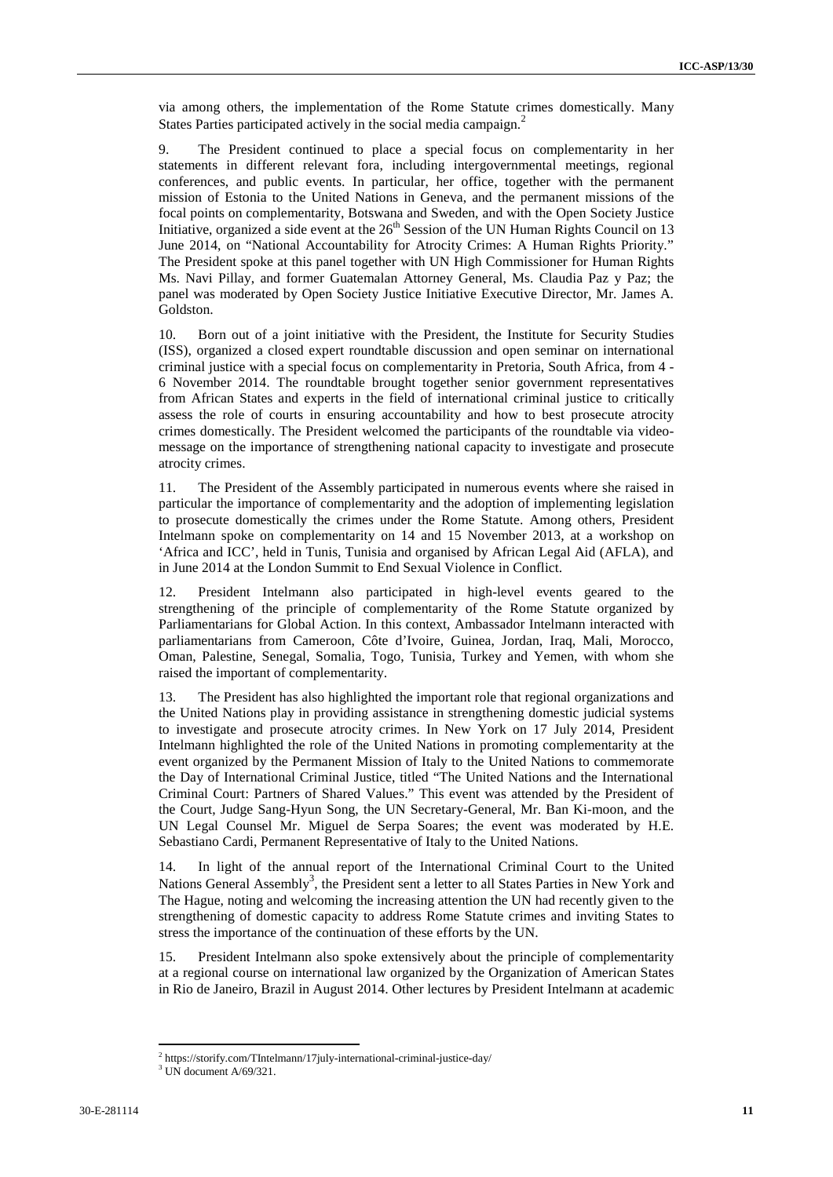via among others, the implementation of the Rome Statute crimes domestically. Many States Parties participated actively in the social media campaign.[2]

9. The President continued to place a special focus on complementarity in her statements in different relevant fora, including intergovernmental meetings, regional conferences, and public events. In particular, her office, together with the permanent mission of Estonia to the United Nations in Geneva, and the permanent missions of the focal points on complementarity, Botswana and Sweden, and with the Open Society Justice Initiative, organized a side event at the 26th Session of the UN Human Rights Council on 13 June 2014, on "National Accountability for Atrocity Crimes: A Human Rights Priority." The President spoke at this panel together with UN High Commissioner for Human Rights Ms. Navi Pillay, and former Guatemalan Attorney General, Ms. Claudia Paz y Paz; the panel was moderated by Open Society Justice Initiative Executive Director, Mr. James A. Goldston.

10. Born out of a joint initiative with the President, the Institute for Security Studies (ISS), organized a closed expert roundtable discussion and open seminar on international criminal justice with a special focus on complementarity in Pretoria, South Africa, from 4 - 6 November 2014. The roundtable brought together senior government representatives from African States and experts in the field of international criminal justice to critically assess the role of courts in ensuring accountability and how to best prosecute atrocity crimes domestically. The President welcomed the participants of the roundtable via video-message on the importance of strengthening national capacity to investigate and prosecute atrocity crimes.

11. The President of the Assembly participated in numerous events where she raised in particular the importance of complementarity and the adoption of implementing legislation to prosecute domestically the crimes under the Rome Statute. Among others, President Intelmann spoke on complementarity on 14 and 15 November 2013, at a workshop on 'Africa and ICC', held in Tunis, Tunisia and organised by African Legal Aid (AFLA), and in June 2014 at the London Summit to End Sexual Violence in Conflict.

12. President Intelmann also participated in high-level events geared to the strengthening of the principle of complementarity of the Rome Statute organized by Parliamentarians for Global Action. In this context, Ambassador Intelmann interacted with parliamentarians from Cameroon, Côte d'Ivoire, Guinea, Jordan, Iraq, Mali, Morocco, Oman, Palestine, Senegal, Somalia, Togo, Tunisia, Turkey and Yemen, with whom she raised the important of complementarity.

13. The President has also highlighted the important role that regional organizations and the United Nations play in providing assistance in strengthening domestic judicial systems to investigate and prosecute atrocity crimes. In New York on 17 July 2014, President Intelmann highlighted the role of the United Nations in promoting complementarity at the event organized by the Permanent Mission of Italy to the United Nations to commemorate the Day of International Criminal Justice, titled "The United Nations and the International Criminal Court: Partners of Shared Values." This event was attended by the President of the Court, Judge Sang-Hyun Song, the UN Secretary-General, Mr. Ban Ki-moon, and the UN Legal Counsel Mr. Miguel de Serpa Soares; the event was moderated by H.E. Sebastiano Cardi, Permanent Representative of Italy to the United Nations.

14. In light of the annual report of the International Criminal Court to the United Nations General Assembly[3], the President sent a letter to all States Parties in New York and The Hague, noting and welcoming the increasing attention the UN had recently given to the strengthening of domestic capacity to address Rome Statute crimes and inviting States to stress the importance of the continuation of these efforts by the UN.

15. President Intelmann also spoke extensively about the principle of complementarity at a regional course on international law organized by the Organization of American States in Rio de Janeiro, Brazil in August 2014. Other lectures by President Intelmann at academic

---

[2] https://storify.com/TIntelmann/17july-international-criminal-justice-day/

[3] UN document A/69/321.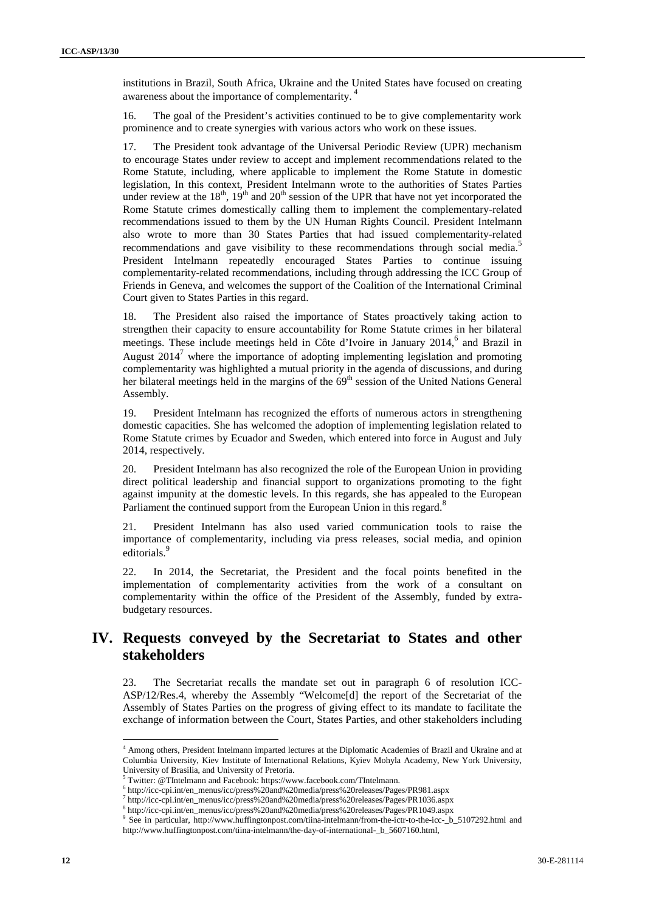institutions in Brazil, South Africa, Ukraine and the United States have focused on creating awareness about the importance of complementarity.[4]

16. The goal of the President's activities continued to be to give complementarity work prominence and to create synergies with various actors who work on these issues.

17. The President took advantage of the Universal Periodic Review (UPR) mechanism to encourage States under review to accept and implement recommendations related to the Rome Statute, including, where applicable to implement the Rome Statute in domestic legislation, In this context, President Intelmann wrote to the authorities of States Parties under review at the 18th, 19th and 20th session of the UPR that have not yet incorporated the Rome Statute crimes domestically calling them to implement the complementary-related recommendations issued to them by the UN Human Rights Council. President Intelmann also wrote to more than 30 States Parties that had issued complementarity-related recommendations and gave visibility to these recommendations through social media.[5] President Intelmann repeatedly encouraged States Parties to continue issuing complementarity-related recommendations, including through addressing the ICC Group of Friends in Geneva, and welcomes the support of the Coalition of the International Criminal Court given to States Parties in this regard.

18. The President also raised the importance of States proactively taking action to strengthen their capacity to ensure accountability for Rome Statute crimes in her bilateral meetings. These include meetings held in Côte d'Ivoire in January 2014,[6] and Brazil in August 2014[7] where the importance of adopting implementing legislation and promoting complementarity was highlighted a mutual priority in the agenda of discussions, and during her bilateral meetings held in the margins of the 69th session of the United Nations General Assembly.

19. President Intelmann has recognized the efforts of numerous actors in strengthening domestic capacities. She has welcomed the adoption of implementing legislation related to Rome Statute crimes by Ecuador and Sweden, which entered into force in August and July 2014, respectively.

20. President Intelmann has also recognized the role of the European Union in providing direct political leadership and financial support to organizations promoting to the fight against impunity at the domestic levels. In this regards, she has appealed to the European Parliament the continued support from the European Union in this regard.[8]

21. President Intelmann has also used varied communication tools to raise the importance of complementarity, including via press releases, social media, and opinion editorials.[9]

22. In 2014, the Secretariat, the President and the focal points benefited in the implementation of complementarity activities from the work of a consultant on complementarity within the office of the President of the Assembly, funded by extra-budgetary resources.

# IV. Requests conveyed by the Secretariat to States and other stakeholders

23. The Secretariat recalls the mandate set out in paragraph 6 of resolution ICC-ASP/12/Res.4, whereby the Assembly "Welcome[d] the report of the Secretariat of the Assembly of States Parties on the progress of giving effect to its mandate to facilitate the exchange of information between the Court, States Parties, and other stakeholders including

---

[4] Among others, President Intelmann imparted lectures at the Diplomatic Academies of Brazil and Ukraine and at Columbia University, Kiev Institute of International Relations, Kyiev Mohyla Academy, New York University, University of Brasilia, and University of Pretoria.

[5] Twitter: @TIntelmann and Facebook: https://www.facebook.com/TIntelmann.

[6] http://icc-cpi.int/en_menus/icc/press%20and%20media/press%20releases/Pages/PR981.aspx

[7] http://icc-cpi.int/en_menus/icc/press%20and%20media/press%20releases/Pages/PR1036.aspx

[8] http://icc-cpi.int/en_menus/icc/press%20and%20media/press%20releases/Pages/PR1049.aspx

[9] See in particular, http://www.huffingtonpost.com/tiina-intelmann/from-the-ictr-to-the-icc-_b_5107292.html and http://www.huffingtonpost.com/tiina-intelmann/the-day-of-international-_b_5607160.html,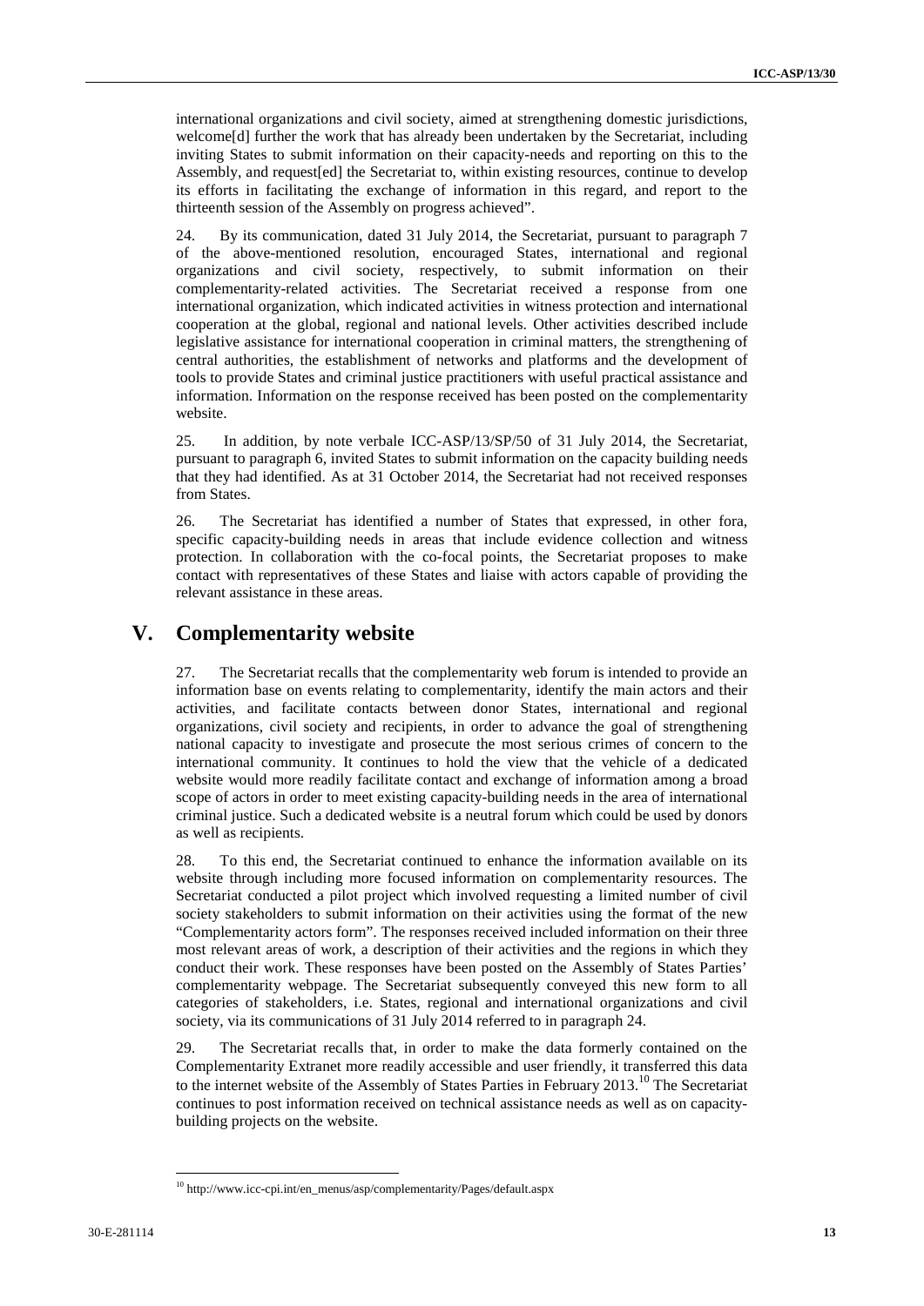international organizations and civil society, aimed at strengthening domestic jurisdictions, welcome[d] further the work that has already been undertaken by the Secretariat, including inviting States to submit information on their capacity-needs and reporting on this to the Assembly, and request[ed] the Secretariat to, within existing resources, continue to develop its efforts in facilitating the exchange of information in this regard, and report to the thirteenth session of the Assembly on progress achieved".

24. By its communication, dated 31 July 2014, the Secretariat, pursuant to paragraph 7 of the above-mentioned resolution, encouraged States, international and regional organizations and civil society, respectively, to submit information on their complementarity-related activities. The Secretariat received a response from one international organization, which indicated activities in witness protection and international cooperation at the global, regional and national levels. Other activities described include legislative assistance for international cooperation in criminal matters, the strengthening of central authorities, the establishment of networks and platforms and the development of tools to provide States and criminal justice practitioners with useful practical assistance and information. Information on the response received has been posted on the complementarity website.

25. In addition, by note verbale ICC-ASP/13/SP/50 of 31 July 2014, the Secretariat, pursuant to paragraph 6, invited States to submit information on the capacity building needs that they had identified. As at 31 October 2014, the Secretariat had not received responses from States.

26. The Secretariat has identified a number of States that expressed, in other fora, specific capacity-building needs in areas that include evidence collection and witness protection. In collaboration with the co-focal points, the Secretariat proposes to make contact with representatives of these States and liaise with actors capable of providing the relevant assistance in these areas.

# V. Complementarity website

27. The Secretariat recalls that the complementarity web forum is intended to provide an information base on events relating to complementarity, identify the main actors and their activities, and facilitate contacts between donor States, international and regional organizations, civil society and recipients, in order to advance the goal of strengthening national capacity to investigate and prosecute the most serious crimes of concern to the international community. It continues to hold the view that the vehicle of a dedicated website would more readily facilitate contact and exchange of information among a broad scope of actors in order to meet existing capacity-building needs in the area of international criminal justice. Such a dedicated website is a neutral forum which could be used by donors as well as recipients.

28. To this end, the Secretariat continued to enhance the information available on its website through including more focused information on complementarity resources. The Secretariat conducted a pilot project which involved requesting a limited number of civil society stakeholders to submit information on their activities using the format of the new "Complementarity actors form". The responses received included information on their three most relevant areas of work, a description of their activities and the regions in which they conduct their work. These responses have been posted on the Assembly of States Parties' complementarity webpage. The Secretariat subsequently conveyed this new form to all categories of stakeholders, i.e. States, regional and international organizations and civil society, via its communications of 31 July 2014 referred to in paragraph 24.

29. The Secretariat recalls that, in order to make the data formerly contained on the Complementarity Extranet more readily accessible and user friendly, it transferred this data to the internet website of the Assembly of States Parties in February 2013.[10] The Secretariat continues to post information received on technical assistance needs as well as on capacity-building projects on the website.

[10] http://www.icc-cpi.int/en_menus/asp/complementarity/Pages/default.aspx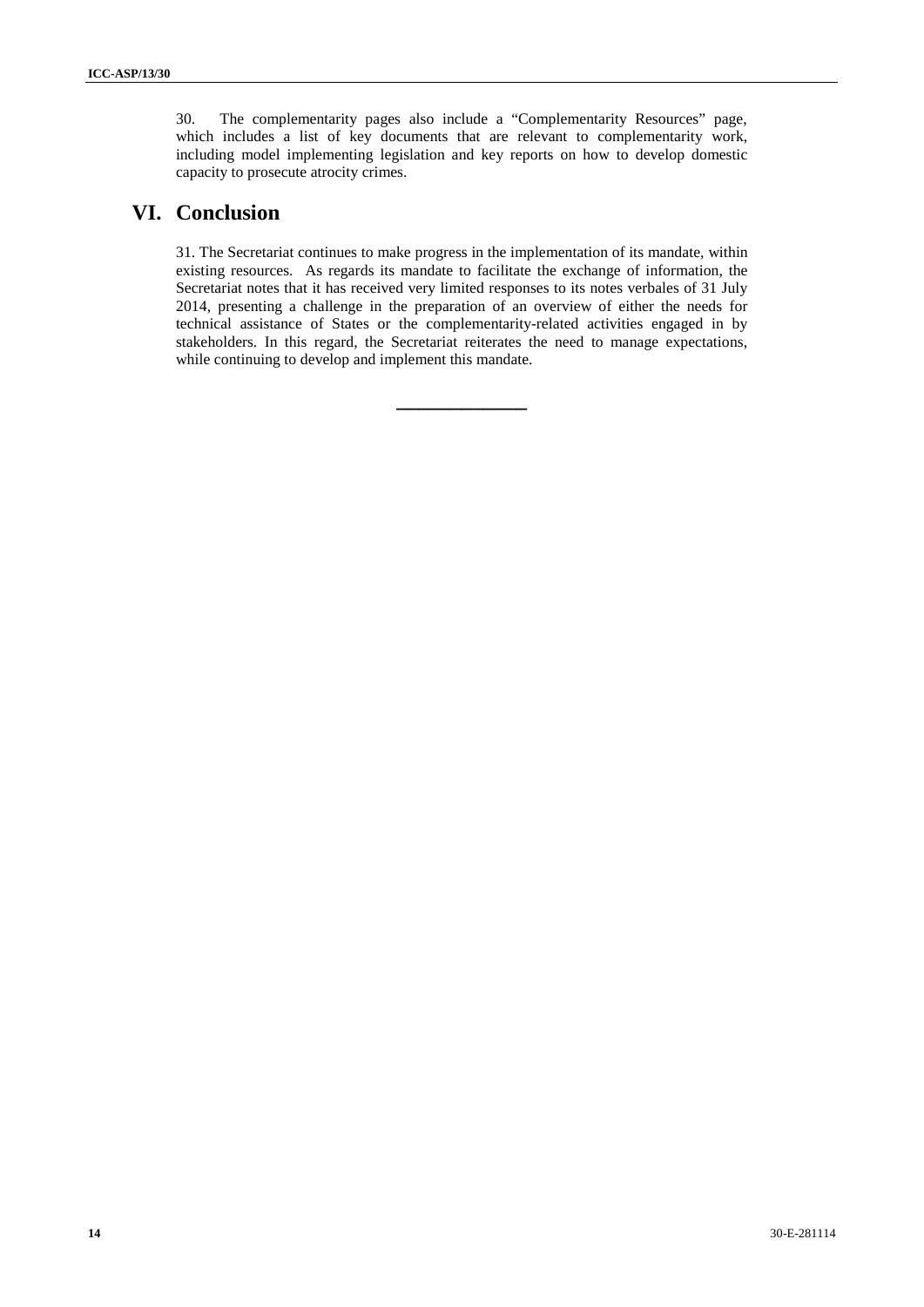30. The complementarity pages also include a "Complementarity Resources" page, which includes a list of key documents that are relevant to complementarity work, including model implementing legislation and key reports on how to develop domestic capacity to prosecute atrocity crimes.

# VI. Conclusion

31. The Secretariat continues to make progress in the implementation of its mandate, within existing resources. As regards its mandate to facilitate the exchange of information, the Secretariat notes that it has received very limited responses to its notes verbales of 31 July 2014, presenting a challenge in the preparation of an overview of either the needs for technical assistance of States or the complementarity-related activities engaged in by stakeholders. In this regard, the Secretariat reiterates the need to manage expectations, while continuing to develop and implement this mandate.

———————